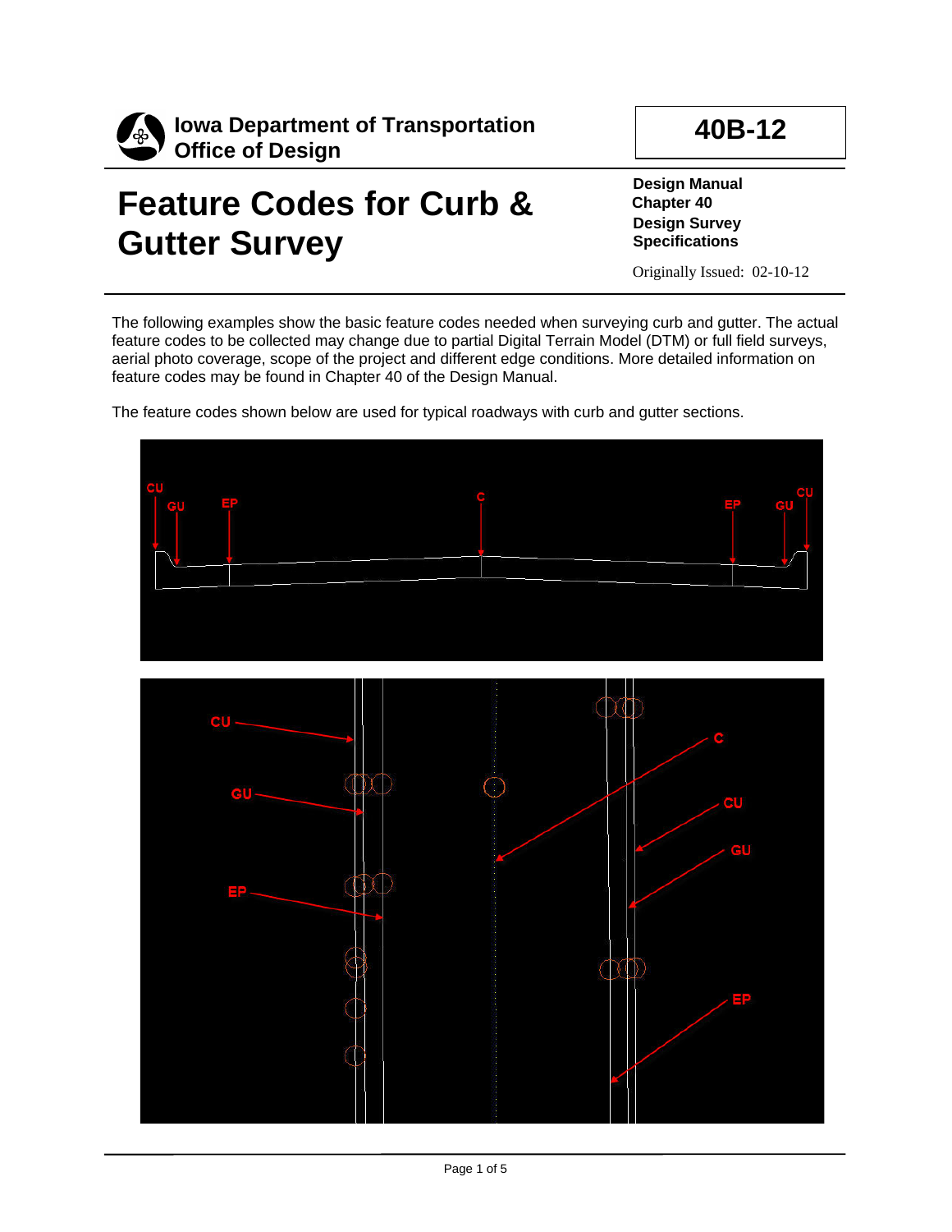Iowa Department of Transportation
Office of Design

**40B-12**

# Feature Codes for Curb & Gutter Survey

**Design Manual**
**Chapter 40**
**Design Survey Specifications**

Originally Issued: 02-10-12

The following examples show the basic feature codes needed when surveying curb and gutter. The actual feature codes to be collected may change due to partial Digital Terrain Model (DTM) or full field surveys, aerial photo coverage, scope of the project and different edge conditions. More detailed information on feature codes may be found in Chapter 40 of the Design Manual.

The feature codes shown below are used for typical roadways with curb and gutter sections.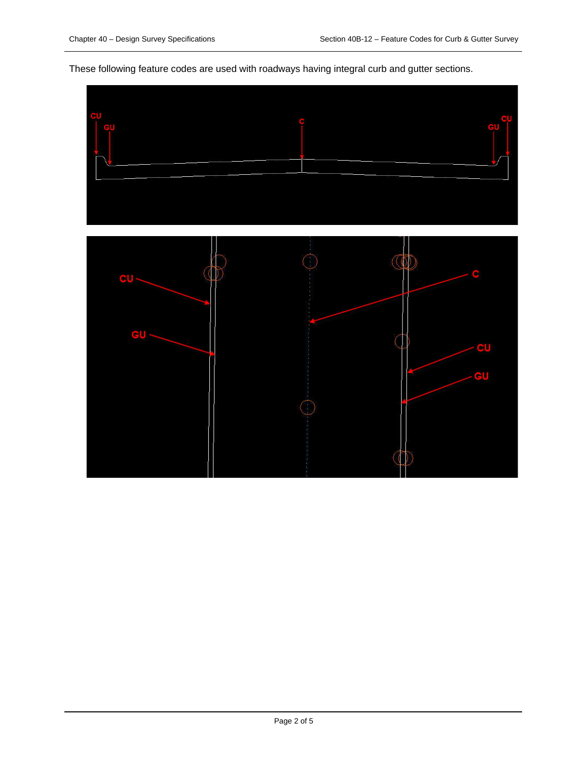These following feature codes are used with roadways having integral curb and gutter sections.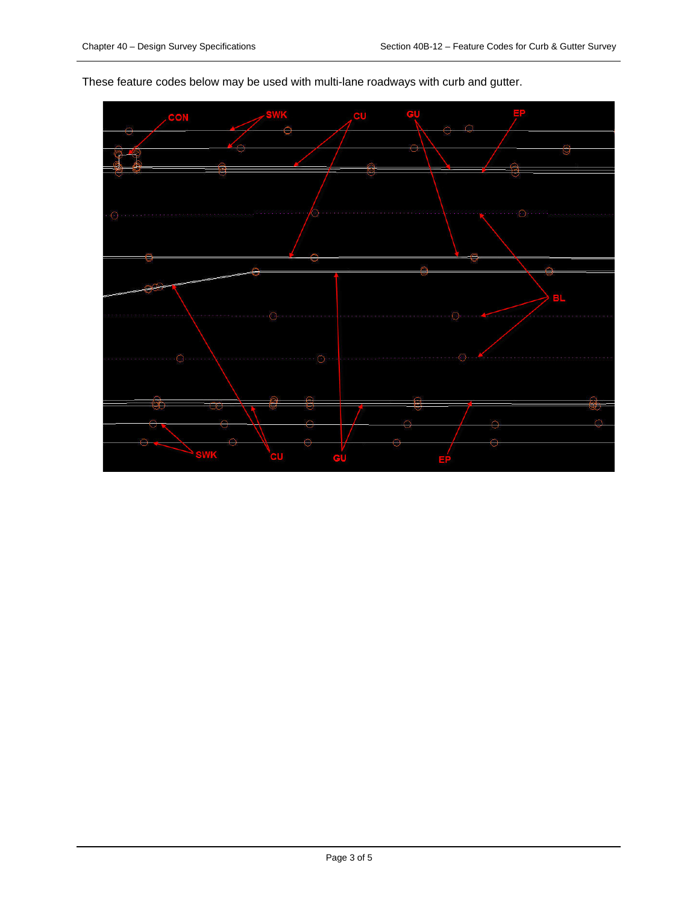These feature codes below may be used with multi-lane roadways with curb and gutter.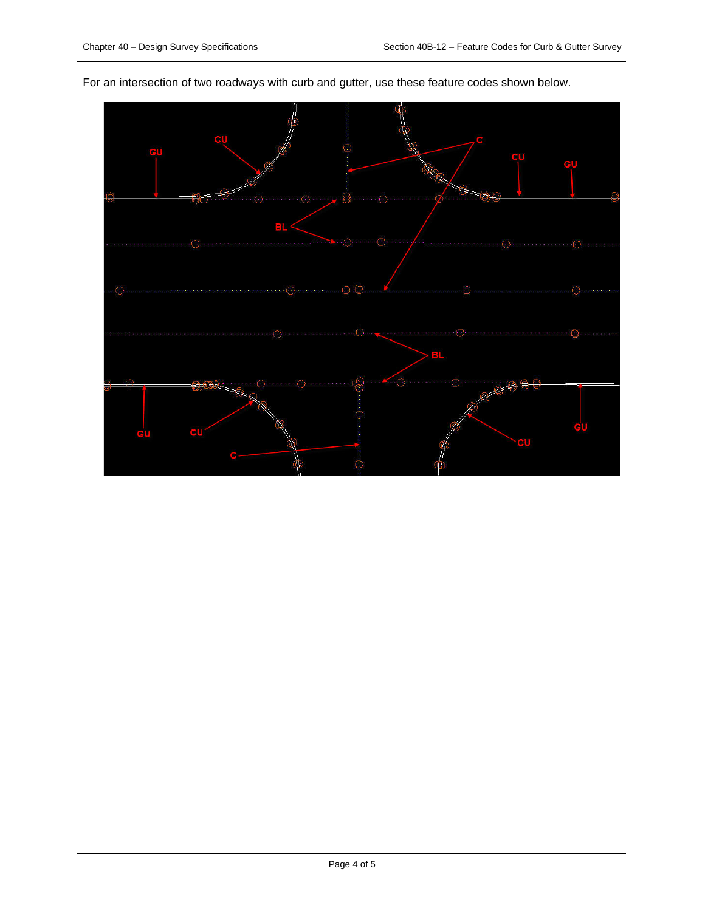For an intersection of two roadways with curb and gutter, use these feature codes shown below.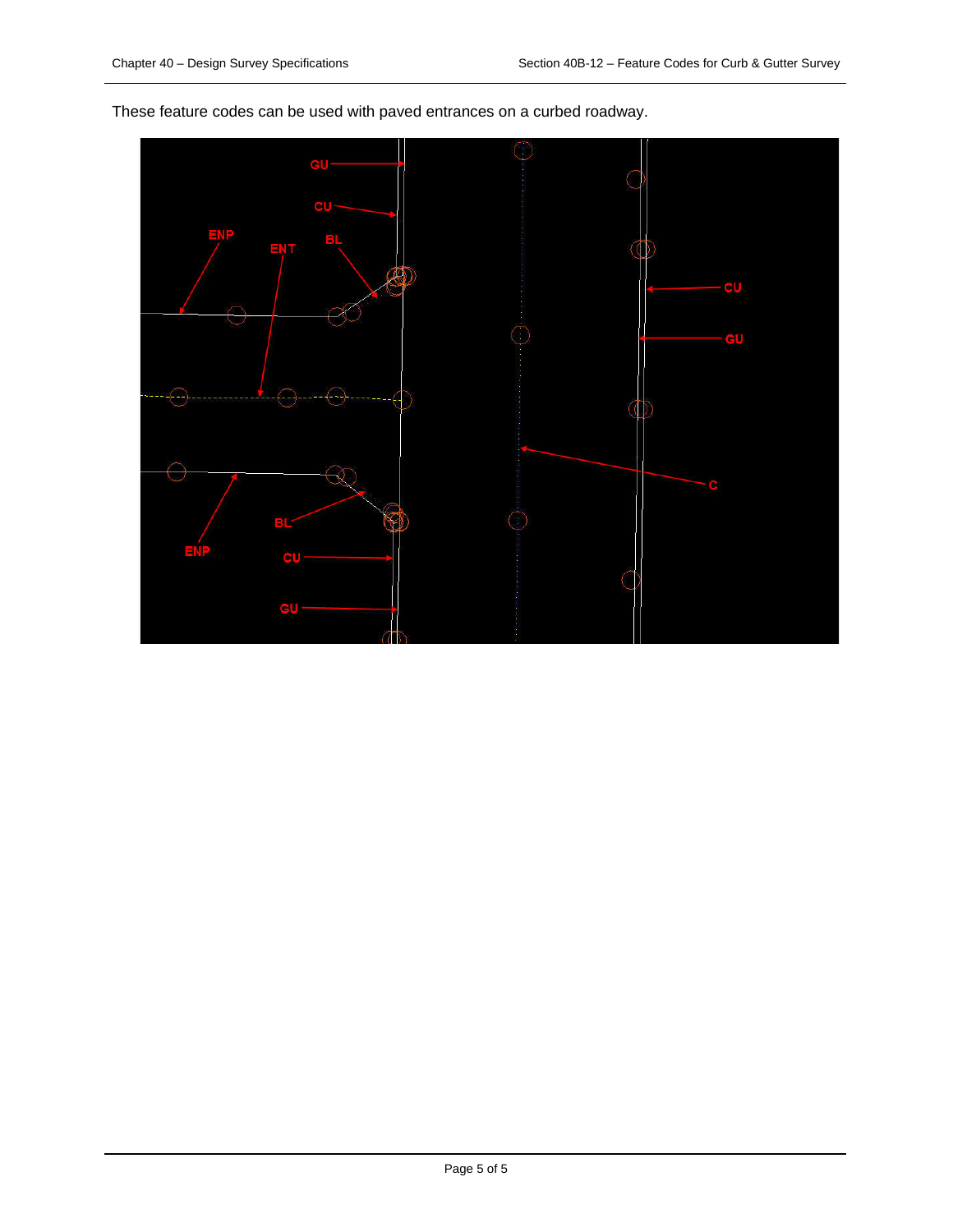These feature codes can be used with paved entrances on a curbed roadway.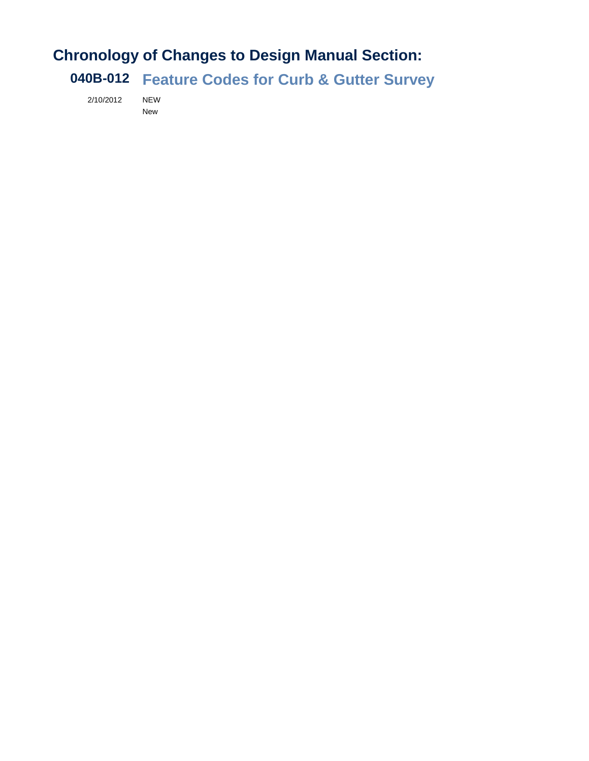# Chronology of Changes to Design Manual Section:

## 040B-012 Feature Codes for Curb & Gutter Survey

| | |
|---|---|
| 2/10/2012 | NEW<br>New |